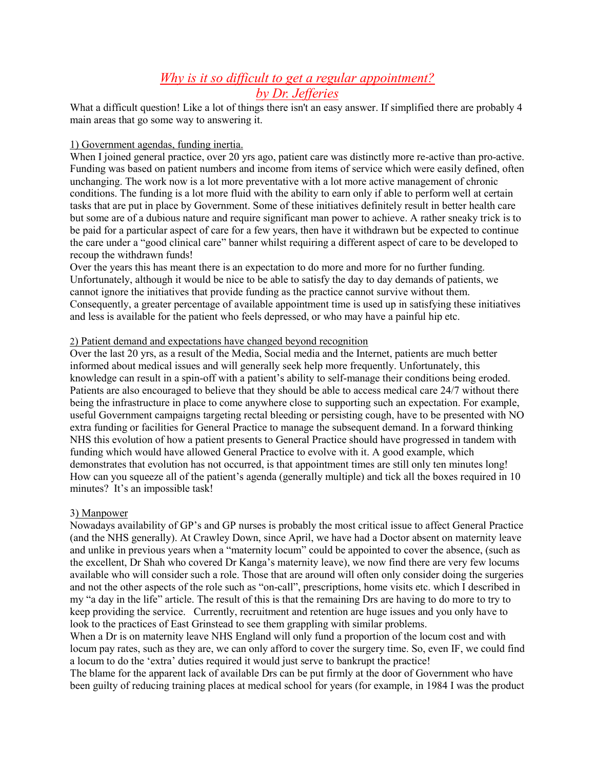# *Why is it so difficult to get a regular appointment?*
## *by Dr. Jefferies*

What a difficult question! Like a lot of things there isn't an easy answer. If simplified there are probably 4 main areas that go some way to answering it.

### 1) Government agendas, funding inertia.

When I joined general practice, over 20 yrs ago, patient care was distinctly more re-active than pro-active. Funding was based on patient numbers and income from items of service which were easily defined, often unchanging. The work now is a lot more preventative with a lot more active management of chronic conditions. The funding is a lot more fluid with the ability to earn only if able to perform well at certain tasks that are put in place by Government. Some of these initiatives definitely result in better health care but some are of a dubious nature and require significant man power to achieve. A rather sneaky trick is to be paid for a particular aspect of care for a few years, then have it withdrawn but be expected to continue the care under a "good clinical care" banner whilst requiring a different aspect of care to be developed to recoup the withdrawn funds!

Over the years this has meant there is an expectation to do more and more for no further funding. Unfortunately, although it would be nice to be able to satisfy the day to day demands of patients, we cannot ignore the initiatives that provide funding as the practice cannot survive without them. Consequently, a greater percentage of available appointment time is used up in satisfying these initiatives and less is available for the patient who feels depressed, or who may have a painful hip etc.

### 2) Patient demand and expectations have changed beyond recognition

Over the last 20 yrs, as a result of the Media, Social media and the Internet, patients are much better informed about medical issues and will generally seek help more frequently. Unfortunately, this knowledge can result in a spin-off with a patient's ability to self-manage their conditions being eroded. Patients are also encouraged to believe that they should be able to access medical care 24/7 without there being the infrastructure in place to come anywhere close to supporting such an expectation. For example, useful Government campaigns targeting rectal bleeding or persisting cough, have to be presented with NO extra funding or facilities for General Practice to manage the subsequent demand. In a forward thinking NHS this evolution of how a patient presents to General Practice should have progressed in tandem with funding which would have allowed General Practice to evolve with it. A good example, which demonstrates that evolution has not occurred, is that appointment times are still only ten minutes long! How can you squeeze all of the patient's agenda (generally multiple) and tick all the boxes required in 10 minutes? It's an impossible task!

### 3) Manpower

Nowadays availability of GP's and GP nurses is probably the most critical issue to affect General Practice (and the NHS generally). At Crawley Down, since April, we have had a Doctor absent on maternity leave and unlike in previous years when a "maternity locum" could be appointed to cover the absence, (such as the excellent, Dr Shah who covered Dr Kanga's maternity leave), we now find there are very few locums available who will consider such a role. Those that are around will often only consider doing the surgeries and not the other aspects of the role such as "on-call", prescriptions, home visits etc. which I described in my "a day in the life" article. The result of this is that the remaining Drs are having to do more to try to keep providing the service. Currently, recruitment and retention are huge issues and you only have to look to the practices of East Grinstead to see them grappling with similar problems.

When a Dr is on maternity leave NHS England will only fund a proportion of the locum cost and with locum pay rates, such as they are, we can only afford to cover the surgery time. So, even IF, we could find a locum to do the 'extra' duties required it would just serve to bankrupt the practice!

The blame for the apparent lack of available Drs can be put firmly at the door of Government who have been guilty of reducing training places at medical school for years (for example, in 1984 I was the product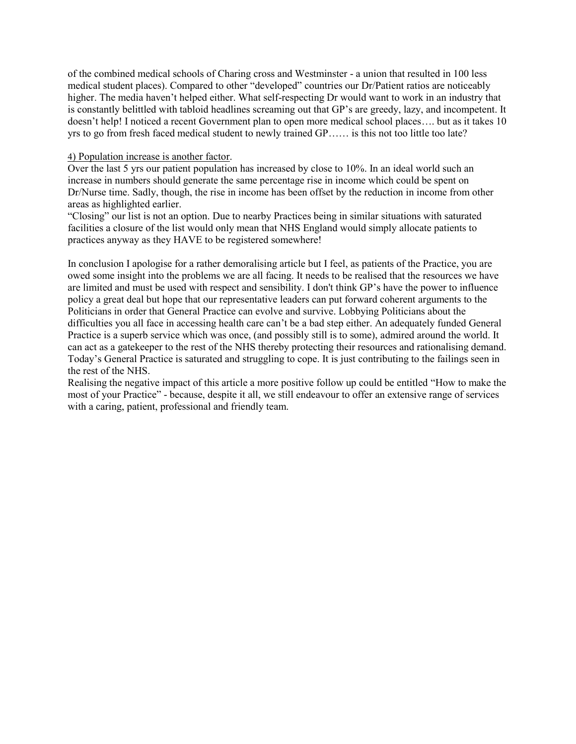of the combined medical schools of Charing cross and Westminster - a union that resulted in 100 less medical student places). Compared to other "developed" countries our Dr/Patient ratios are noticeably higher. The media haven't helped either. What self-respecting Dr would want to work in an industry that is constantly belittled with tabloid headlines screaming out that GP's are greedy, lazy, and incompetent. It doesn't help! I noticed a recent Government plan to open more medical school places…. but as it takes 10 yrs to go from fresh faced medical student to newly trained GP…… is this not too little too late?

4) Population increase is another factor.

Over the last 5 yrs our patient population has increased by close to 10%. In an ideal world such an increase in numbers should generate the same percentage rise in income which could be spent on Dr/Nurse time. Sadly, though, the rise in income has been offset by the reduction in income from other areas as highlighted earlier.

"Closing" our list is not an option. Due to nearby Practices being in similar situations with saturated facilities a closure of the list would only mean that NHS England would simply allocate patients to practices anyway as they HAVE to be registered somewhere!

In conclusion I apologise for a rather demoralising article but I feel, as patients of the Practice, you are owed some insight into the problems we are all facing. It needs to be realised that the resources we have are limited and must be used with respect and sensibility. I don't think GP's have the power to influence policy a great deal but hope that our representative leaders can put forward coherent arguments to the Politicians in order that General Practice can evolve and survive. Lobbying Politicians about the difficulties you all face in accessing health care can't be a bad step either. An adequately funded General Practice is a superb service which was once, (and possibly still is to some), admired around the world. It can act as a gatekeeper to the rest of the NHS thereby protecting their resources and rationalising demand. Today's General Practice is saturated and struggling to cope. It is just contributing to the failings seen in the rest of the NHS.

Realising the negative impact of this article a more positive follow up could be entitled "How to make the most of your Practice" - because, despite it all, we still endeavour to offer an extensive range of services with a caring, patient, professional and friendly team.